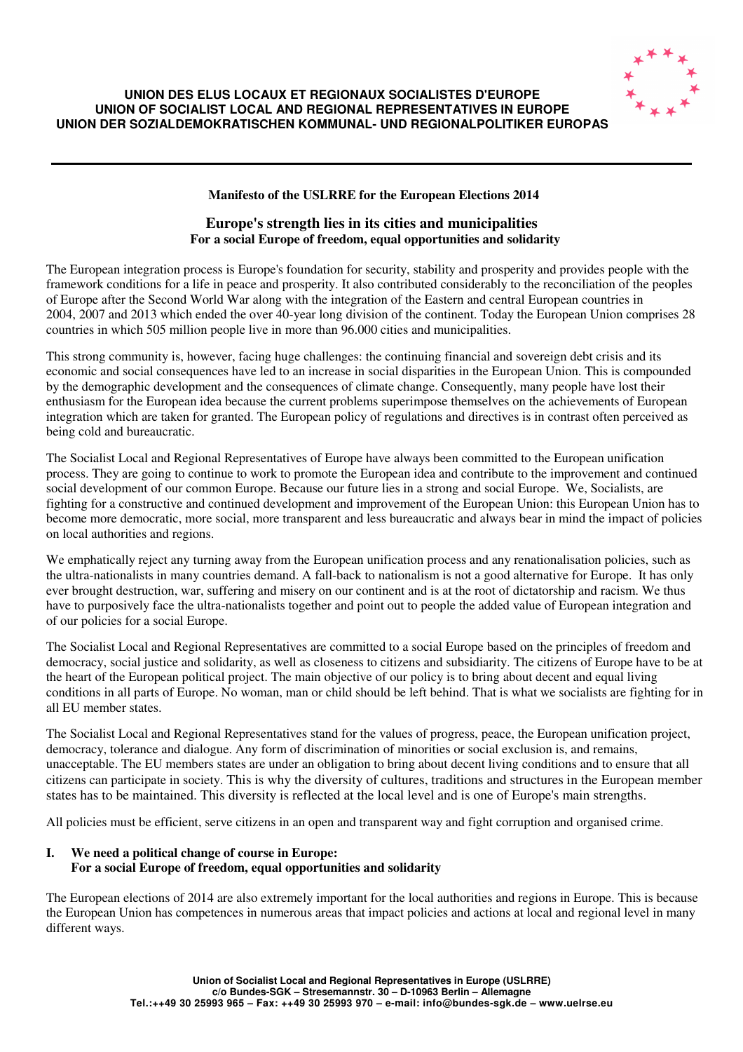**UNION DES ELUS LOCAUX ET REGIONAUX SOCIALISTES D'EUROPE**
**UNION OF SOCIALIST LOCAL AND REGIONAL REPRESENTATIVES IN EUROPE**
**UNION DER SOZIALDEMOKRATISCHEN KOMMUNAL- UND REGIONALPOLITIKER EUROPAS**

---

**Manifesto of the USLRRE for the European Elections 2014**

# Europe's strength lies in its cities and municipalities

**For a social Europe of freedom, equal opportunities and solidarity**

The European integration process is Europe's foundation for security, stability and prosperity and provides people with the framework conditions for a life in peace and prosperity. It also contributed considerably to the reconciliation of the peoples of Europe after the Second World War along with the integration of the Eastern and central European countries in 2004, 2007 and 2013 which ended the over 40-year long division of the continent. Today the European Union comprises 28 countries in which 505 million people live in more than 96.000 cities and municipalities.

This strong community is, however, facing huge challenges: the continuing financial and sovereign debt crisis and its economic and social consequences have led to an increase in social disparities in the European Union. This is compounded by the demographic development and the consequences of climate change. Consequently, many people have lost their enthusiasm for the European idea because the current problems superimpose themselves on the achievements of European integration which are taken for granted. The European policy of regulations and directives is in contrast often perceived as being cold and bureaucratic.

The Socialist Local and Regional Representatives of Europe have always been committed to the European unification process. They are going to continue to work to promote the European idea and contribute to the improvement and continued social development of our common Europe. Because our future lies in a strong and social Europe. We, Socialists, are fighting for a constructive and continued development and improvement of the European Union: this European Union has to become more democratic, more social, more transparent and less bureaucratic and always bear in mind the impact of policies on local authorities and regions.

We emphatically reject any turning away from the European unification process and any renationalisation policies, such as the ultra-nationalists in many countries demand. A fall-back to nationalism is not a good alternative for Europe. It has only ever brought destruction, war, suffering and misery on our continent and is at the root of dictatorship and racism. We thus have to purposively face the ultra-nationalists together and point out to people the added value of European integration and of our policies for a social Europe.

The Socialist Local and Regional Representatives are committed to a social Europe based on the principles of freedom and democracy, social justice and solidarity, as well as closeness to citizens and subsidiarity. The citizens of Europe have to be at the heart of the European political project. The main objective of our policy is to bring about decent and equal living conditions in all parts of Europe. No woman, man or child should be left behind. That is what we socialists are fighting for in all EU member states.

The Socialist Local and Regional Representatives stand for the values of progress, peace, the European unification project, democracy, tolerance and dialogue. Any form of discrimination of minorities or social exclusion is, and remains, unacceptable. The EU members states are under an obligation to bring about decent living conditions and to ensure that all citizens can participate in society. This is why the diversity of cultures, traditions and structures in the European member states has to be maintained. This diversity is reflected at the local level and is one of Europe's main strengths.

All policies must be efficient, serve citizens in an open and transparent way and fight corruption and organised crime.

## I. We need a political change of course in Europe: For a social Europe of freedom, equal opportunities and solidarity

The European elections of 2014 are also extremely important for the local authorities and regions in Europe. This is because the European Union has competences in numerous areas that impact policies and actions at local and regional level in many different ways.

**Union of Socialist Local and Regional Representatives in Europe (USLRRE)**
**c/o Bundes-SGK – Stresemannstr. 30 – D-10963 Berlin – Allemagne**
**Tel.:++49 30 25993 965 – Fax: ++49 30 25993 970 – e-mail: info@bundes-sgk.de – www.uelrse.eu**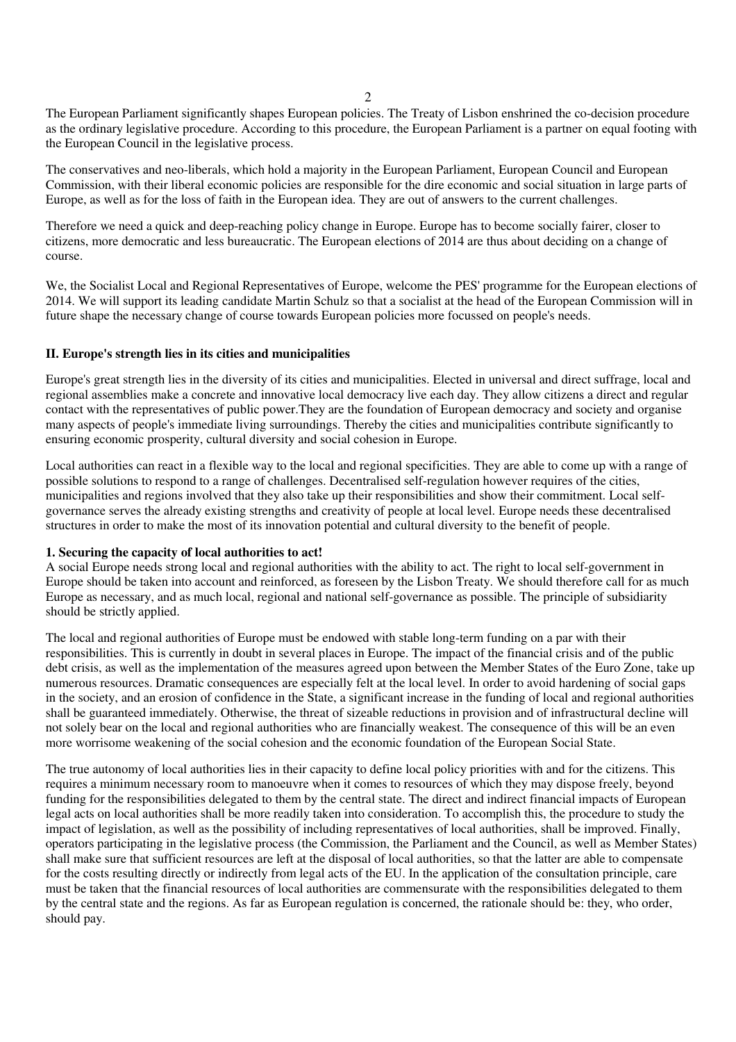The European Parliament significantly shapes European policies. The Treaty of Lisbon enshrined the co-decision procedure as the ordinary legislative procedure. According to this procedure, the European Parliament is a partner on equal footing with the European Council in the legislative process.

The conservatives and neo-liberals, which hold a majority in the European Parliament, European Council and European Commission, with their liberal economic policies are responsible for the dire economic and social situation in large parts of Europe, as well as for the loss of faith in the European idea. They are out of answers to the current challenges.

Therefore we need a quick and deep-reaching policy change in Europe. Europe has to become socially fairer, closer to citizens, more democratic and less bureaucratic. The European elections of 2014 are thus about deciding on a change of course.

We, the Socialist Local and Regional Representatives of Europe, welcome the PES' programme for the European elections of 2014. We will support its leading candidate Martin Schulz so that a socialist at the head of the European Commission will in future shape the necessary change of course towards European policies more focussed on people's needs.

## II. Europe's strength lies in its cities and municipalities

Europe's great strength lies in the diversity of its cities and municipalities. Elected in universal and direct suffrage, local and regional assemblies make a concrete and innovative local democracy live each day. They allow citizens a direct and regular contact with the representatives of public power.They are the foundation of European democracy and society and organise many aspects of people's immediate living surroundings. Thereby the cities and municipalities contribute significantly to ensuring economic prosperity, cultural diversity and social cohesion in Europe.

Local authorities can react in a flexible way to the local and regional specificities. They are able to come up with a range of possible solutions to respond to a range of challenges. Decentralised self-regulation however requires of the cities, municipalities and regions involved that they also take up their responsibilities and show their commitment. Local self-governance serves the already existing strengths and creativity of people at local level. Europe needs these decentralised structures in order to make the most of its innovation potential and cultural diversity to the benefit of people.

### 1. Securing the capacity of local authorities to act!

A social Europe needs strong local and regional authorities with the ability to act. The right to local self-government in Europe should be taken into account and reinforced, as foreseen by the Lisbon Treaty. We should therefore call for as much Europe as necessary, and as much local, regional and national self-governance as possible. The principle of subsidiarity should be strictly applied.

The local and regional authorities of Europe must be endowed with stable long-term funding on a par with their responsibilities. This is currently in doubt in several places in Europe. The impact of the financial crisis and of the public debt crisis, as well as the implementation of the measures agreed upon between the Member States of the Euro Zone, take up numerous resources. Dramatic consequences are especially felt at the local level. In order to avoid hardening of social gaps in the society, and an erosion of confidence in the State, a significant increase in the funding of local and regional authorities shall be guaranteed immediately. Otherwise, the threat of sizeable reductions in provision and of infrastructural decline will not solely bear on the local and regional authorities who are financially weakest. The consequence of this will be an even more worrisome weakening of the social cohesion and the economic foundation of the European Social State.

The true autonomy of local authorities lies in their capacity to define local policy priorities with and for the citizens. This requires a minimum necessary room to manoeuvre when it comes to resources of which they may dispose freely, beyond funding for the responsibilities delegated to them by the central state. The direct and indirect financial impacts of European legal acts on local authorities shall be more readily taken into consideration. To accomplish this, the procedure to study the impact of legislation, as well as the possibility of including representatives of local authorities, shall be improved. Finally, operators participating in the legislative process (the Commission, the Parliament and the Council, as well as Member States) shall make sure that sufficient resources are left at the disposal of local authorities, so that the latter are able to compensate for the costs resulting directly or indirectly from legal acts of the EU. In the application of the consultation principle, care must be taken that the financial resources of local authorities are commensurate with the responsibilities delegated to them by the central state and the regions. As far as European regulation is concerned, the rationale should be: they, who order, should pay.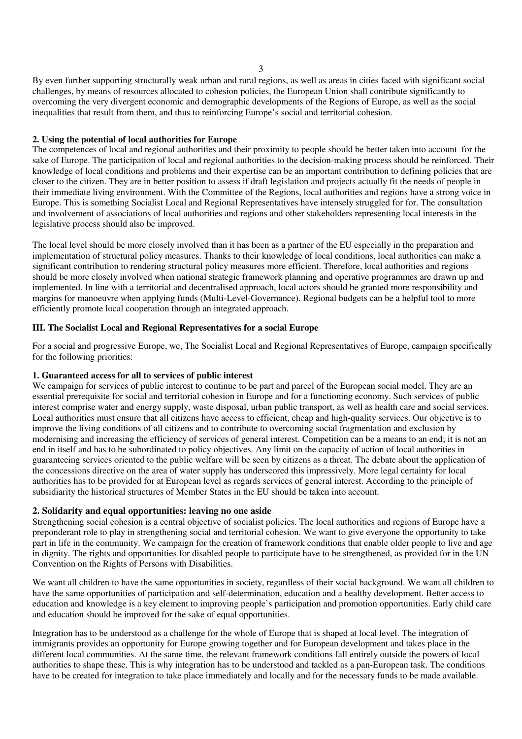By even further supporting structurally weak urban and rural regions, as well as areas in cities faced with significant social challenges, by means of resources allocated to cohesion policies, the European Union shall contribute significantly to overcoming the very divergent economic and demographic developments of the Regions of Europe, as well as the social inequalities that result from them, and thus to reinforcing Europe's social and territorial cohesion.

### 2. Using the potential of local authorities for Europe

The competences of local and regional authorities and their proximity to people should be better taken into account for the sake of Europe. The participation of local and regional authorities to the decision-making process should be reinforced. Their knowledge of local conditions and problems and their expertise can be an important contribution to defining policies that are closer to the citizen. They are in better position to assess if draft legislation and projects actually fit the needs of people in their immediate living environment. With the Committee of the Regions, local authorities and regions have a strong voice in Europe. This is something Socialist Local and Regional Representatives have intensely struggled for for. The consultation and involvement of associations of local authorities and regions and other stakeholders representing local interests in the legislative process should also be improved.

The local level should be more closely involved than it has been as a partner of the EU especially in the preparation and implementation of structural policy measures. Thanks to their knowledge of local conditions, local authorities can make a significant contribution to rendering structural policy measures more efficient. Therefore, local authorities and regions should be more closely involved when national strategic framework planning and operative programmes are drawn up and implemented. In line with a territorial and decentralised approach, local actors should be granted more responsibility and margins for manoeuvre when applying funds (Multi-Level-Governance). Regional budgets can be a helpful tool to more efficiently promote local cooperation through an integrated approach.

## III. The Socialist Local and Regional Representatives for a social Europe

For a social and progressive Europe, we, The Socialist Local and Regional Representatives of Europe, campaign specifically for the following priorities:

### 1. Guaranteed access for all to services of public interest

We campaign for services of public interest to continue to be part and parcel of the European social model. They are an essential prerequisite for social and territorial cohesion in Europe and for a functioning economy. Such services of public interest comprise water and energy supply, waste disposal, urban public transport, as well as health care and social services. Local authorities must ensure that all citizens have access to efficient, cheap and high-quality services. Our objective is to improve the living conditions of all citizens and to contribute to overcoming social fragmentation and exclusion by modernising and increasing the efficiency of services of general interest. Competition can be a means to an end; it is not an end in itself and has to be subordinated to policy objectives. Any limit on the capacity of action of local authorities in guaranteeing services oriented to the public welfare will be seen by citizens as a threat. The debate about the application of the concessions directive on the area of water supply has underscored this impressively. More legal certainty for local authorities has to be provided for at European level as regards services of general interest. According to the principle of subsidiarity the historical structures of Member States in the EU should be taken into account.

### 2. Solidarity and equal opportunities: leaving no one aside

Strengthening social cohesion is a central objective of socialist policies. The local authorities and regions of Europe have a preponderant role to play in strengthening social and territorial cohesion. We want to give everyone the opportunity to take part in life in the community. We campaign for the creation of framework conditions that enable older people to live and age in dignity. The rights and opportunities for disabled people to participate have to be strengthened, as provided for in the UN Convention on the Rights of Persons with Disabilities.

We want all children to have the same opportunities in society, regardless of their social background. We want all children to have the same opportunities of participation and self-determination, education and a healthy development. Better access to education and knowledge is a key element to improving people's participation and promotion opportunities. Early child care and education should be improved for the sake of equal opportunities.

Integration has to be understood as a challenge for the whole of Europe that is shaped at local level. The integration of immigrants provides an opportunity for Europe growing together and for European development and takes place in the different local communities. At the same time, the relevant framework conditions fall entirely outside the powers of local authorities to shape these. This is why integration has to be understood and tackled as a pan-European task. The conditions have to be created for integration to take place immediately and locally and for the necessary funds to be made available.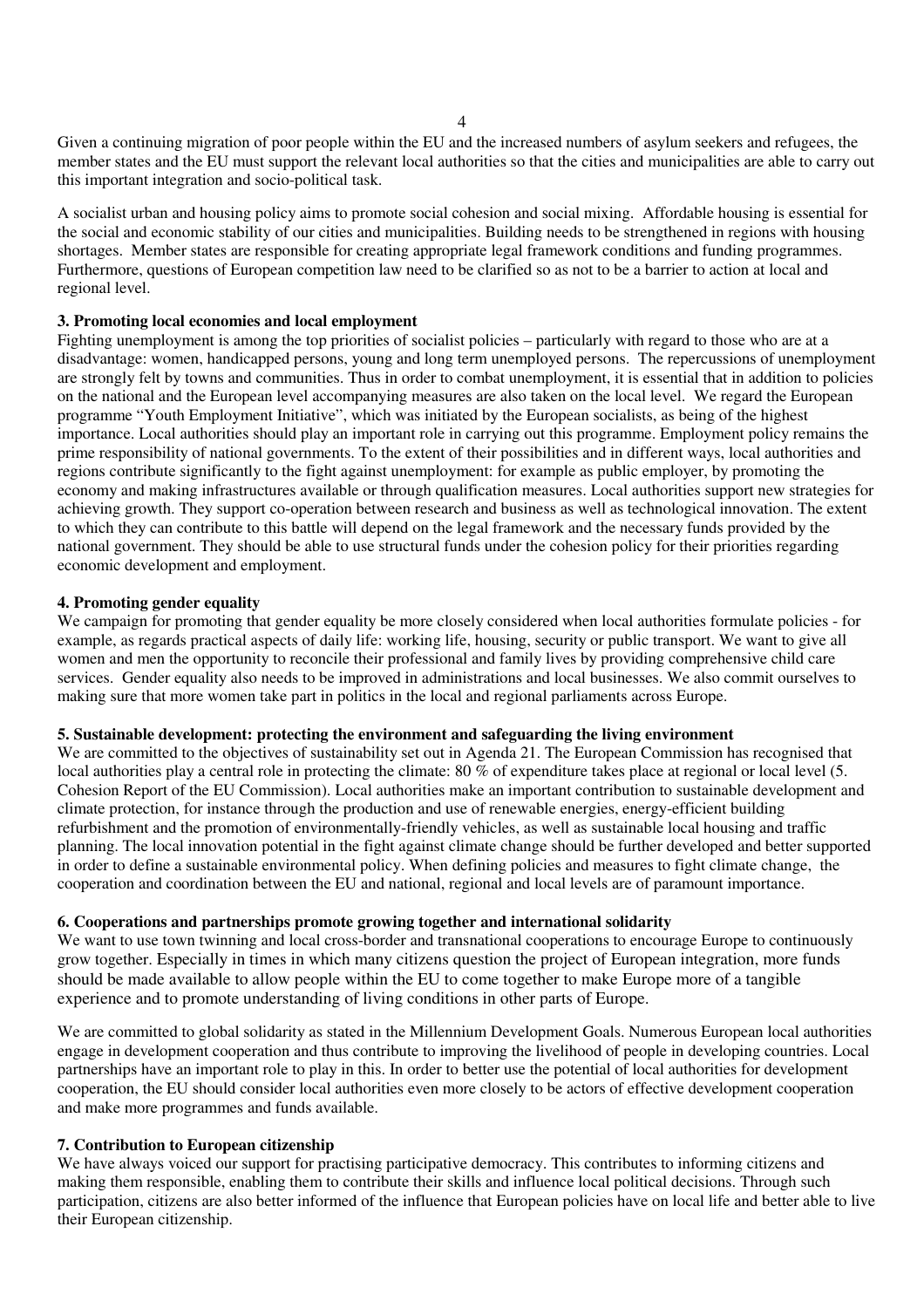Given a continuing migration of poor people within the EU and the increased numbers of asylum seekers and refugees, the member states and the EU must support the relevant local authorities so that the cities and municipalities are able to carry out this important integration and socio-political task.

A socialist urban and housing policy aims to promote social cohesion and social mixing. Affordable housing is essential for the social and economic stability of our cities and municipalities. Building needs to be strengthened in regions with housing shortages. Member states are responsible for creating appropriate legal framework conditions and funding programmes. Furthermore, questions of European competition law need to be clarified so as not to be a barrier to action at local and regional level.

### 3. Promoting local economies and local employment

Fighting unemployment is among the top priorities of socialist policies – particularly with regard to those who are at a disadvantage: women, handicapped persons, young and long term unemployed persons. The repercussions of unemployment are strongly felt by towns and communities. Thus in order to combat unemployment, it is essential that in addition to policies on the national and the European level accompanying measures are also taken on the local level. We regard the European programme "Youth Employment Initiative", which was initiated by the European socialists, as being of the highest importance. Local authorities should play an important role in carrying out this programme. Employment policy remains the prime responsibility of national governments. To the extent of their possibilities and in different ways, local authorities and regions contribute significantly to the fight against unemployment: for example as public employer, by promoting the economy and making infrastructures available or through qualification measures. Local authorities support new strategies for achieving growth. They support co-operation between research and business as well as technological innovation. The extent to which they can contribute to this battle will depend on the legal framework and the necessary funds provided by the national government. They should be able to use structural funds under the cohesion policy for their priorities regarding economic development and employment.

### 4. Promoting gender equality

We campaign for promoting that gender equality be more closely considered when local authorities formulate policies - for example, as regards practical aspects of daily life: working life, housing, security or public transport. We want to give all women and men the opportunity to reconcile their professional and family lives by providing comprehensive child care services. Gender equality also needs to be improved in administrations and local businesses. We also commit ourselves to making sure that more women take part in politics in the local and regional parliaments across Europe.

### 5. Sustainable development: protecting the environment and safeguarding the living environment

We are committed to the objectives of sustainability set out in Agenda 21. The European Commission has recognised that local authorities play a central role in protecting the climate: 80 % of expenditure takes place at regional or local level (5. Cohesion Report of the EU Commission). Local authorities make an important contribution to sustainable development and climate protection, for instance through the production and use of renewable energies, energy-efficient building refurbishment and the promotion of environmentally-friendly vehicles, as well as sustainable local housing and traffic planning. The local innovation potential in the fight against climate change should be further developed and better supported in order to define a sustainable environmental policy. When defining policies and measures to fight climate change, the cooperation and coordination between the EU and national, regional and local levels are of paramount importance.

### 6. Cooperations and partnerships promote growing together and international solidarity

We want to use town twinning and local cross-border and transnational cooperations to encourage Europe to continuously grow together. Especially in times in which many citizens question the project of European integration, more funds should be made available to allow people within the EU to come together to make Europe more of a tangible experience and to promote understanding of living conditions in other parts of Europe.

We are committed to global solidarity as stated in the Millennium Development Goals. Numerous European local authorities engage in development cooperation and thus contribute to improving the livelihood of people in developing countries. Local partnerships have an important role to play in this. In order to better use the potential of local authorities for development cooperation, the EU should consider local authorities even more closely to be actors of effective development cooperation and make more programmes and funds available.

### 7. Contribution to European citizenship

We have always voiced our support for practising participative democracy. This contributes to informing citizens and making them responsible, enabling them to contribute their skills and influence local political decisions. Through such participation, citizens are also better informed of the influence that European policies have on local life and better able to live their European citizenship.